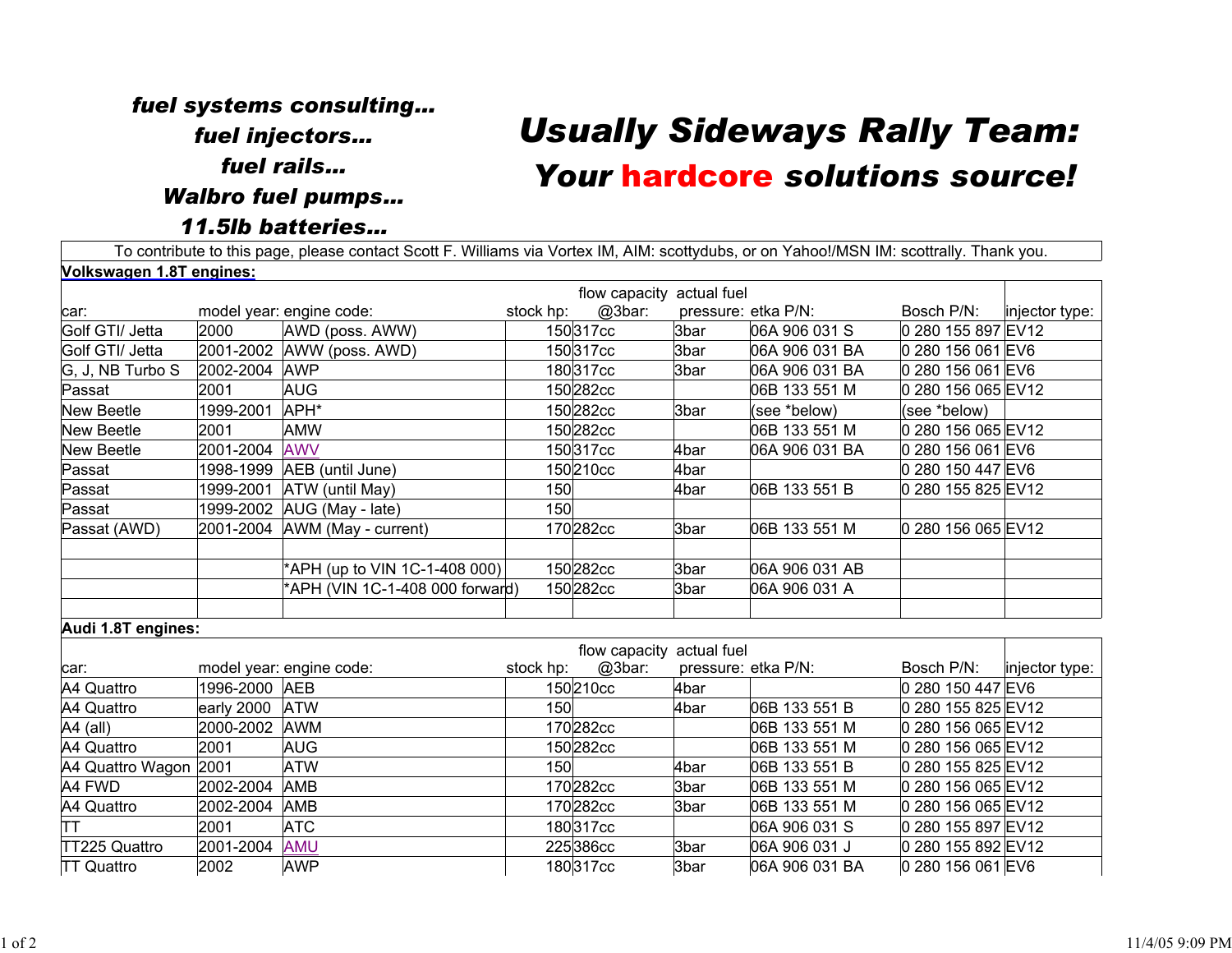*fuel systems consulting...*
*fuel injectors...*
*fuel rails...*
*Walbro fuel pumps...*
*11.5lb batteries...*

# *Usually Sideways Rally Team:*

## *Your hardcore solutions source!*

To contribute to this page, please contact Scott F. Williams via Vortex IM, AIM: scottydubs, or on Yahoo!/MSN IM: scottrally. Thank you.

**Volkswagen 1.8T engines:**

| car: | model year: | engine code: | stock hp: | flow capacity @3bar: | actual fuel pressure: | etka P/N: | Bosch P/N: | injector type: |
|---|---|---|---|---|---|---|---|---|
| Golf GTI/ Jetta | 2000 | AWD (poss. AWW) | 150 | 317cc | 3bar | 06A 906 031 S | 0 280 155 897 | EV12 |
| Golf GTI/ Jetta | 2001-2002 | AWW (poss. AWD) | 150 | 317cc | 3bar | 06A 906 031 BA | 0 280 156 061 | EV6 |
| G, J, NB Turbo S | 2002-2004 | AWP | 180 | 317cc | 3bar | 06A 906 031 BA | 0 280 156 061 | EV6 |
| Passat | 2001 | AUG | 150 | 282cc | | 06B 133 551 M | 0 280 156 065 | EV12 |
| New Beetle | 1999-2001 | APH* | 150 | 282cc | 3bar | (see *below) | (see *below) | |
| New Beetle | 2001 | AMW | 150 | 282cc | | 06B 133 551 M | 0 280 156 065 | EV12 |
| New Beetle | 2001-2004 | AWV | 150 | 317cc | 4bar | 06A 906 031 BA | 0 280 156 061 | EV6 |
| Passat | 1998-1999 | AEB (until June) | 150 | 210cc | 4bar | | 0 280 150 447 | EV6 |
| Passat | 1999-2001 | ATW (until May) | 150 | | 4bar | 06B 133 551 B | 0 280 155 825 | EV12 |
| Passat | 1999-2002 | AUG (May - late) | 150 | | | | | |
| Passat (AWD) | 2001-2004 | AWM (May - current) | 170 | 282cc | 3bar | 06B 133 551 M | 0 280 156 065 | EV12 |
| | | | | | | | | |
| | | *APH (up to VIN 1C-1-408 000) | 150 | 282cc | 3bar | 06A 906 031 AB | | |
| | | *APH (VIN 1C-1-408 000 forward) | 150 | 282cc | 3bar | 06A 906 031 A | | |

**Audi 1.8T engines:**

| car: | model year: | engine code: | stock hp: | flow capacity @3bar: | actual fuel pressure: | etka P/N: | Bosch P/N: | injector type: |
|---|---|---|---|---|---|---|---|---|
| A4 Quattro | 1996-2000 | AEB | 150 | 210cc | 4bar | | 0 280 150 447 | EV6 |
| A4 Quattro | early 2000 | ATW | 150 | | 4bar | 06B 133 551 B | 0 280 155 825 | EV12 |
| A4 (all) | 2000-2002 | AWM | 170 | 282cc | | 06B 133 551 M | 0 280 156 065 | EV12 |
| A4 Quattro | 2001 | AUG | 150 | 282cc | | 06B 133 551 M | 0 280 156 065 | EV12 |
| A4 Quattro Wagon | 2001 | ATW | 150 | | 4bar | 06B 133 551 B | 0 280 155 825 | EV12 |
| A4 FWD | 2002-2004 | AMB | 170 | 282cc | 3bar | 06B 133 551 M | 0 280 156 065 | EV12 |
| A4 Quattro | 2002-2004 | AMB | 170 | 282cc | 3bar | 06B 133 551 M | 0 280 156 065 | EV12 |
| TT | 2001 | ATC | 180 | 317cc | | 06A 906 031 S | 0 280 155 897 | EV12 |
| TT225 Quattro | 2001-2004 | AMU | 225 | 386cc | 3bar | 06A 906 031 J | 0 280 155 892 | EV12 |
| TT Quattro | 2002 | AWP | 180 | 317cc | 3bar | 06A 906 031 BA | 0 280 156 061 | EV6 |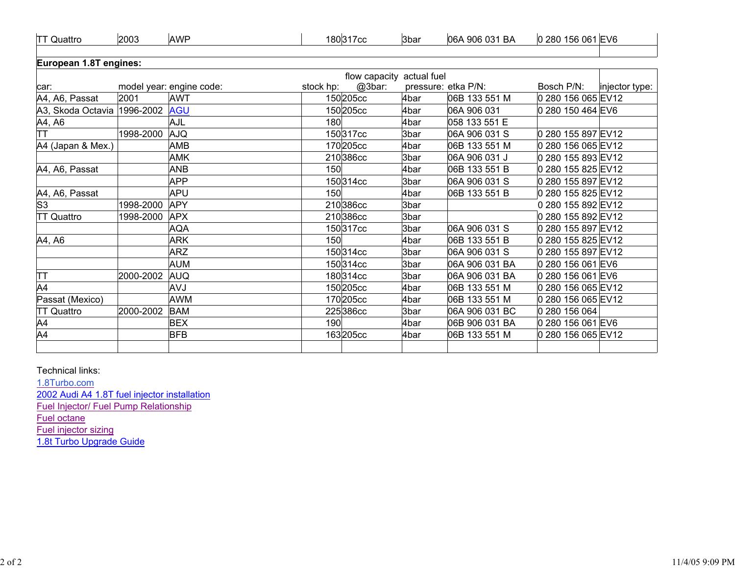| | | | | | | | | |
|---|---|---|---|---|---|---|---|---|
| TT Quattro | 2003 | AWP | 180 | 317cc | 3bar | 06A 906 031 BA | 0 280 156 061 | EV6 |

**European 1.8T engines:**

| car: | model year: | engine code: | stock hp: | flow capacity @3bar: | actual fuel pressure: | etka P/N: | Bosch P/N: | injector type: |
|---|---|---|---|---|---|---|---|---|
| A4, A6, Passat | 2001 | AWT | 150 | 205cc | 4bar | 06B 133 551 M | 0 280 156 065 | EV12 |
| A3, Skoda Octavia | 1996-2002 | AGU | 150 | 205cc | 4bar | 06A 906 031 | 0 280 150 464 | EV6 |
| A4, A6 | | AJL | 180 | | 4bar | 058 133 551 E | | |
| TT | 1998-2000 | AJQ | 150 | 317cc | 3bar | 06A 906 031 S | 0 280 155 897 | EV12 |
| A4 (Japan & Mex.) | | AMB | 170 | 205cc | 4bar | 06B 133 551 M | 0 280 156 065 | EV12 |
| | | AMK | 210 | 386cc | 3bar | 06A 906 031 J | 0 280 155 893 | EV12 |
| A4, A6, Passat | | ANB | 150 | | 4bar | 06B 133 551 B | 0 280 155 825 | EV12 |
| | | APP | 150 | 314cc | 3bar | 06A 906 031 S | 0 280 155 897 | EV12 |
| A4, A6, Passat | | APU | 150 | | 4bar | 06B 133 551 B | 0 280 155 825 | EV12 |
| S3 | 1998-2000 | APY | 210 | 386cc | 3bar | | 0 280 155 892 | EV12 |
| TT Quattro | 1998-2000 | APX | 210 | 386cc | 3bar | | 0 280 155 892 | EV12 |
| | | AQA | 150 | 317cc | 3bar | 06A 906 031 S | 0 280 155 897 | EV12 |
| A4, A6 | | ARK | 150 | | 4bar | 06B 133 551 B | 0 280 155 825 | EV12 |
| | | ARZ | 150 | 314cc | 3bar | 06A 906 031 S | 0 280 155 897 | EV12 |
| | | AUM | 150 | 314cc | 3bar | 06A 906 031 BA | 0 280 156 061 | EV6 |
| TT | 2000-2002 | AUQ | 180 | 314cc | 3bar | 06A 906 031 BA | 0 280 156 061 | EV6 |
| A4 | | AVJ | 150 | 205cc | 4bar | 06B 133 551 M | 0 280 156 065 | EV12 |
| Passat (Mexico) | | AWM | 170 | 205cc | 4bar | 06B 133 551 M | 0 280 156 065 | EV12 |
| TT Quattro | 2000-2002 | BAM | 225 | 386cc | 3bar | 06A 906 031 BC | 0 280 156 064 | |
| A4 | | BEX | 190 | | 4bar | 06B 906 031 BA | 0 280 156 061 | EV6 |
| A4 | | BFB | 163 | 205cc | 4bar | 06B 133 551 M | 0 280 156 065 | EV12 |

Technical links:

1.8Turbo.com
2002 Audi A4 1.8T fuel injector installation
Fuel Injector/ Fuel Pump Relationship
Fuel octane
Fuel injector sizing
1.8t Turbo Upgrade Guide